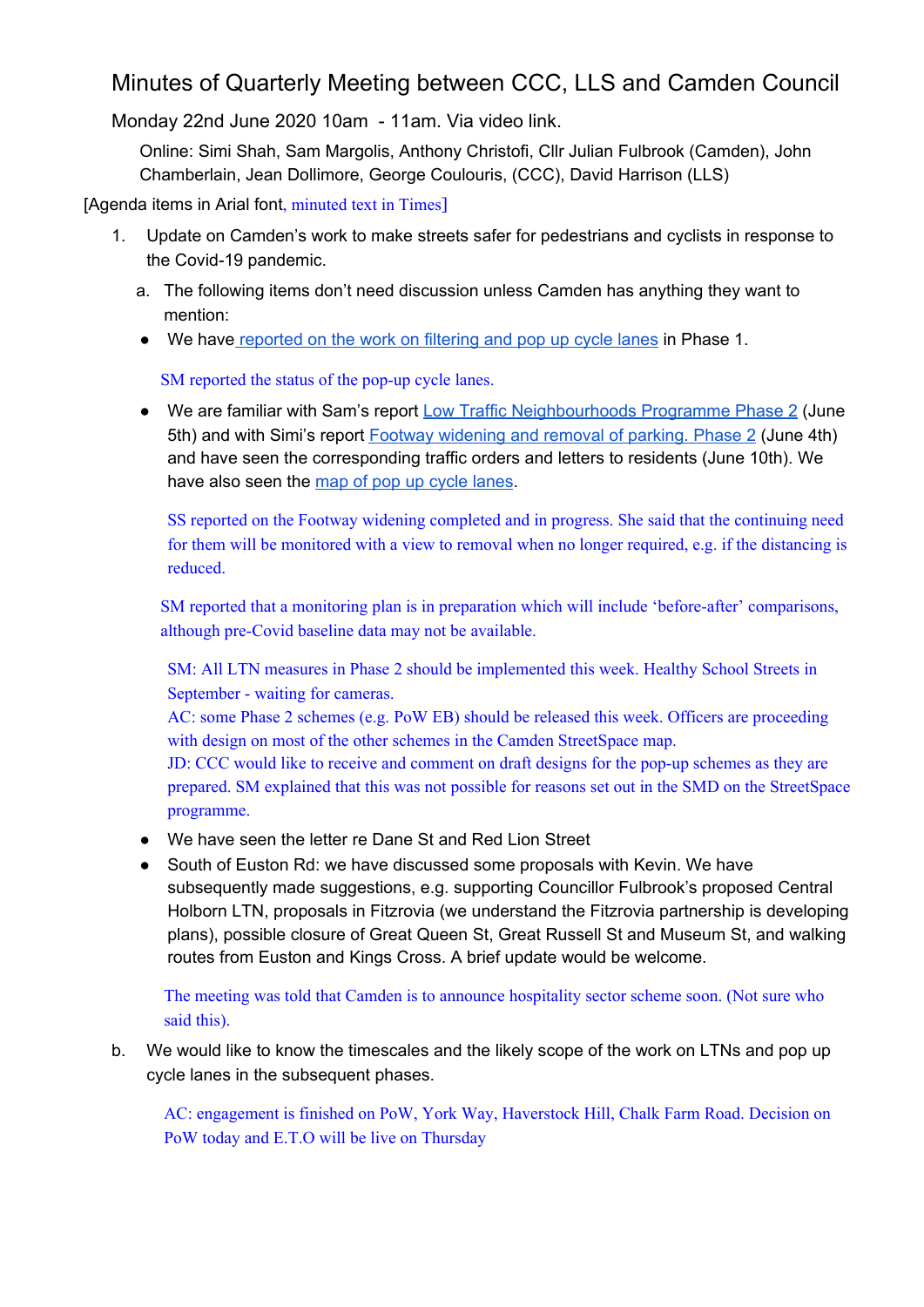# Minutes of Quarterly Meeting between CCC, LLS and Camden Council

Monday 22nd June 2020 10am - 11am. Via video link.

Online: Simi Shah, Sam Margolis, Anthony Christofi, Cllr Julian Fulbrook (Camden), John Chamberlain, Jean Dollimore, George Coulouris, (CCC), David Harrison (LLS)

[Agenda items in Arial font, minuted text in Times]

1. Update on Camden's work to make streets safer for pedestrians and cyclists in response to the Covid-19 pandemic.

   a. The following items don't need discussion unless Camden has anything they want to mention:

   - We have reported on the work on filtering and pop up cycle lanes in Phase 1.

     SM reported the status of the pop-up cycle lanes.

   - We are familiar with Sam's report Low Traffic Neighbourhoods Programme Phase 2 (June 5th) and with Simi's report Footway widening and removal of parking. Phase 2 (June 4th) and have seen the corresponding traffic orders and letters to residents (June 10th). We have also seen the map of pop up cycle lanes.

     SS reported on the Footway widening completed and in progress. She said that the continuing need for them will be monitored with a view to removal when no longer required, e.g. if the distancing is reduced.

     SM reported that a monitoring plan is in preparation which will include 'before-after' comparisons, although pre-Covid baseline data may not be available.

     SM: All LTN measures in Phase 2 should be implemented this week. Healthy School Streets in September - waiting for cameras.
     AC: some Phase 2 schemes (e.g. PoW EB) should be released this week. Officers are proceeding with design on most of the other schemes in the Camden StreetSpace map.
     JD: CCC would like to receive and comment on draft designs for the pop-up schemes as they are prepared. SM explained that this was not possible for reasons set out in the SMD on the StreetSpace programme.

   - We have seen the letter re Dane St and Red Lion Street
   - South of Euston Rd: we have discussed some proposals with Kevin. We have subsequently made suggestions, e.g. supporting Councillor Fulbrook's proposed Central Holborn LTN, proposals in Fitzrovia (we understand the Fitzrovia partnership is developing plans), possible closure of Great Queen St, Great Russell St and Museum St, and walking routes from Euston and Kings Cross. A brief update would be welcome.

     The meeting was told that Camden is to announce hospitality sector scheme soon. (Not sure who said this).

   b. We would like to know the timescales and the likely scope of the work on LTNs and pop up cycle lanes in the subsequent phases.

     AC: engagement is finished on PoW, York Way, Haverstock Hill, Chalk Farm Road. Decision on PoW today and E.T.O will be live on Thursday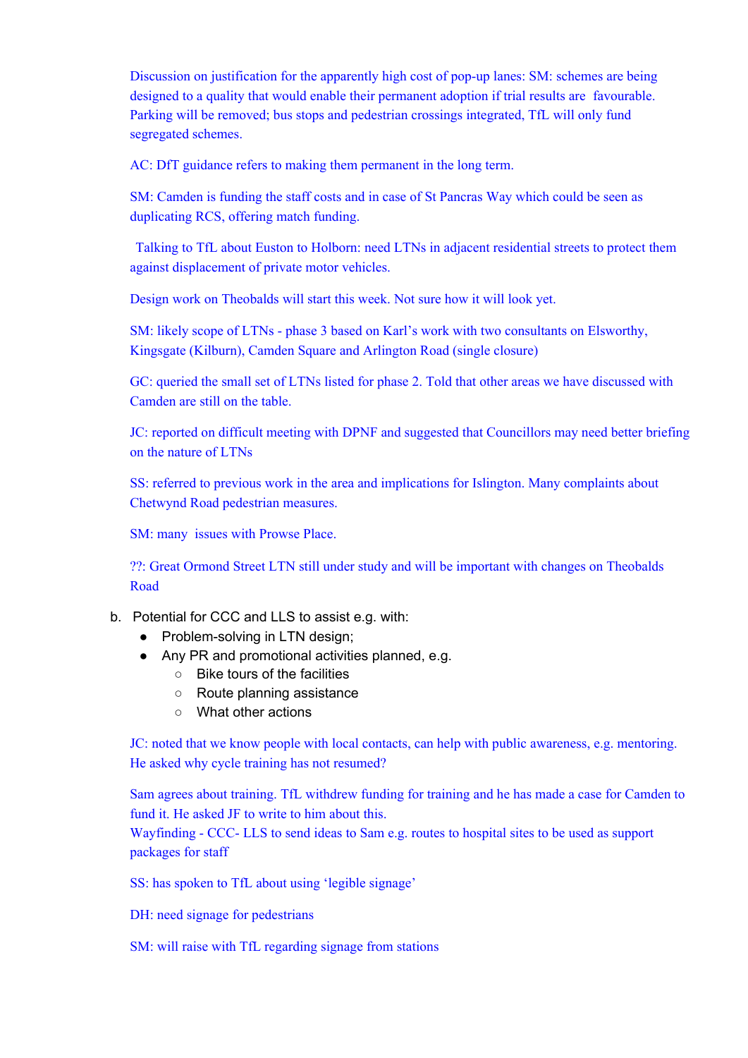Discussion on justification for the apparently high cost of pop-up lanes: SM: schemes are being designed to a quality that would enable their permanent adoption if trial results are favourable. Parking will be removed; bus stops and pedestrian crossings integrated, TfL will only fund segregated schemes.

AC: DfT guidance refers to making them permanent in the long term.

SM: Camden is funding the staff costs and in case of St Pancras Way which could be seen as duplicating RCS, offering match funding.

Talking to TfL about Euston to Holborn: need LTNs in adjacent residential streets to protect them against displacement of private motor vehicles.

Design work on Theobalds will start this week. Not sure how it will look yet.

SM: likely scope of LTNs - phase 3 based on Karl's work with two consultants on Elsworthy, Kingsgate (Kilburn), Camden Square and Arlington Road (single closure)

GC: queried the small set of LTNs listed for phase 2. Told that other areas we have discussed with Camden are still on the table.

JC: reported on difficult meeting with DPNF and suggested that Councillors may need better briefing on the nature of LTNs

SS: referred to previous work in the area and implications for Islington. Many complaints about Chetwynd Road pedestrian measures.

SM: many issues with Prowse Place.

??: Great Ormond Street LTN still under study and will be important with changes on Theobalds Road

b. Potential for CCC and LLS to assist e.g. with:
   - Problem-solving in LTN design;
   - Any PR and promotional activities planned, e.g.
     - Bike tours of the facilities
     - Route planning assistance
     - What other actions

JC: noted that we know people with local contacts, can help with public awareness, e.g. mentoring. He asked why cycle training has not resumed?

Sam agrees about training. TfL withdrew funding for training and he has made a case for Camden to fund it. He asked JF to write to him about this.
Wayfinding - CCC- LLS to send ideas to Sam e.g. routes to hospital sites to be used as support packages for staff

SS: has spoken to TfL about using 'legible signage'

DH: need signage for pedestrians

SM: will raise with TfL regarding signage from stations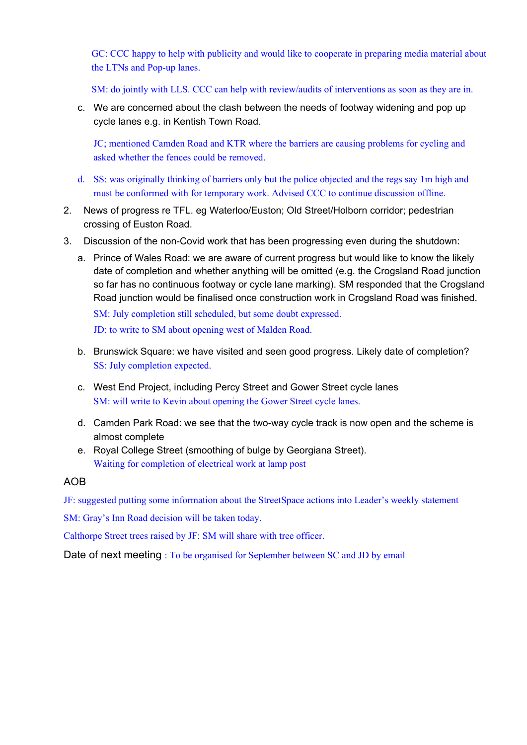GC: CCC happy to help with publicity and would like to cooperate in preparing media material about the LTNs and Pop-up lanes.

SM: do jointly with LLS. CCC can help with review/audits of interventions as soon as they are in.

c. We are concerned about the clash between the needs of footway widening and pop up cycle lanes e.g. in Kentish Town Road.

   JC; mentioned Camden Road and KTR where the barriers are causing problems for cycling and asked whether the fences could be removed.

d. SS: was originally thinking of barriers only but the police objected and the regs say 1m high and must be conformed with for temporary work. Advised CCC to continue discussion offline.

2. News of progress re TFL. eg Waterloo/Euston; Old Street/Holborn corridor; pedestrian crossing of Euston Road.
3. Discussion of the non-Covid work that has been progressing even during the shutdown:
   a. Prince of Wales Road: we are aware of current progress but would like to know the likely date of completion and whether anything will be omitted (e.g. the Crogsland Road junction so far has no continuous footway or cycle lane marking). SM responded that the Crogsland Road junction would be finalised once construction work in Crogsland Road was finished.

      SM: July completion still scheduled, but some doubt expressed.

      JD: to write to SM about opening west of Malden Road.

   b. Brunswick Square: we have visited and seen good progress. Likely date of completion?

      SS: July completion expected.

   c. West End Project, including Percy Street and Gower Street cycle lanes

      SM: will write to Kevin about opening the Gower Street cycle lanes.

   d. Camden Park Road: we see that the two-way cycle track is now open and the scheme is almost complete
   e. Royal College Street (smoothing of bulge by Georgiana Street).

      Waiting for completion of electrical work at lamp post

AOB

JF: suggested putting some information about the StreetSpace actions into Leader's weekly statement

SM: Gray's Inn Road decision will be taken today.

Calthorpe Street trees raised by JF: SM will share with tree officer.

Date of next meeting : To be organised for September between SC and JD by email